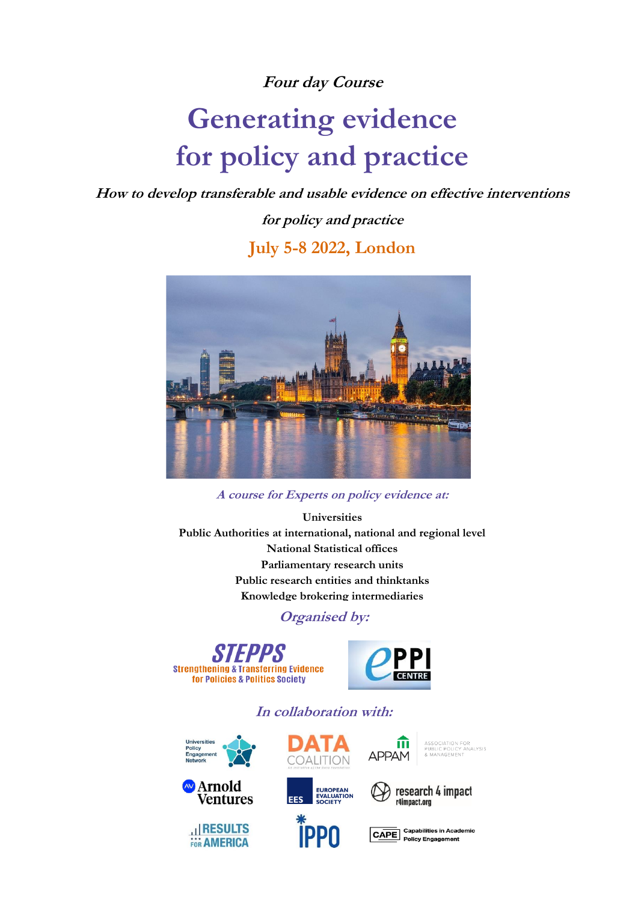***Four day Course***

# Generating evidence for policy and practice

***How to develop transferable and usable evidence on effective interventions for policy and practice***

## July 5-8 2022, London

***A course for Experts on policy evidence at:***

**Universities**
**Public Authorities at international, national and regional level**
**National Statistical offices**
**Parliamentary research units**
**Public research entities and thinktanks**
**Knowledge brokering intermediaries**

***Organised by:***

STEPPS – Strengthening & Transferring Evidence for Policies & Politics Society

EPPI CENTRE

***In collaboration with:***

Universities Policy Engagement Network

DATA COALITION – An initiative of the Data Foundation

APPAM – Association for Public Policy Analysis & Management

Arnold Ventures

EES – European Evaluation Society

research 4 impact – r4impact.org

RESULTS FOR AMERICA

IPPO

CAPE – Capabilities in Academic Policy Engagement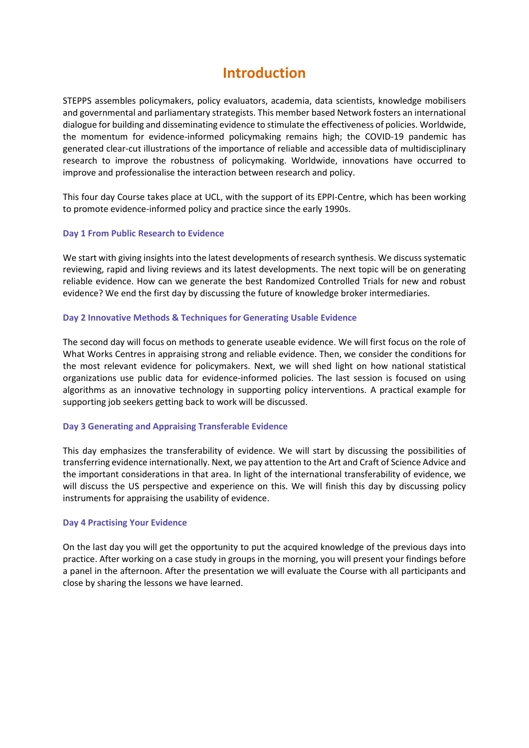# Introduction

STEPPS assembles policymakers, policy evaluators, academia, data scientists, knowledge mobilisers and governmental and parliamentary strategists. This member based Network fosters an international dialogue for building and disseminating evidence to stimulate the effectiveness of policies. Worldwide, the momentum for evidence-informed policymaking remains high; the COVID-19 pandemic has generated clear-cut illustrations of the importance of reliable and accessible data of multidisciplinary research to improve the robustness of policymaking. Worldwide, innovations have occurred to improve and professionalise the interaction between research and policy.

This four day Course takes place at UCL, with the support of its EPPI-Centre, which has been working to promote evidence-informed policy and practice since the early 1990s.

### Day 1 From Public Research to Evidence

We start with giving insights into the latest developments of research synthesis. We discuss systematic reviewing, rapid and living reviews and its latest developments. The next topic will be on generating reliable evidence. How can we generate the best Randomized Controlled Trials for new and robust evidence? We end the first day by discussing the future of knowledge broker intermediaries.

### Day 2 Innovative Methods & Techniques for Generating Usable Evidence

The second day will focus on methods to generate useable evidence. We will first focus on the role of What Works Centres in appraising strong and reliable evidence. Then, we consider the conditions for the most relevant evidence for policymakers. Next, we will shed light on how national statistical organizations use public data for evidence-informed policies. The last session is focused on using algorithms as an innovative technology in supporting policy interventions. A practical example for supporting job seekers getting back to work will be discussed.

### Day 3 Generating and Appraising Transferable Evidence

This day emphasizes the transferability of evidence. We will start by discussing the possibilities of transferring evidence internationally. Next, we pay attention to the Art and Craft of Science Advice and the important considerations in that area. In light of the international transferability of evidence, we will discuss the US perspective and experience on this. We will finish this day by discussing policy instruments for appraising the usability of evidence.

### Day 4 Practising Your Evidence

On the last day you will get the opportunity to put the acquired knowledge of the previous days into practice. After working on a case study in groups in the morning, you will present your findings before a panel in the afternoon. After the presentation we will evaluate the Course with all participants and close by sharing the lessons we have learned.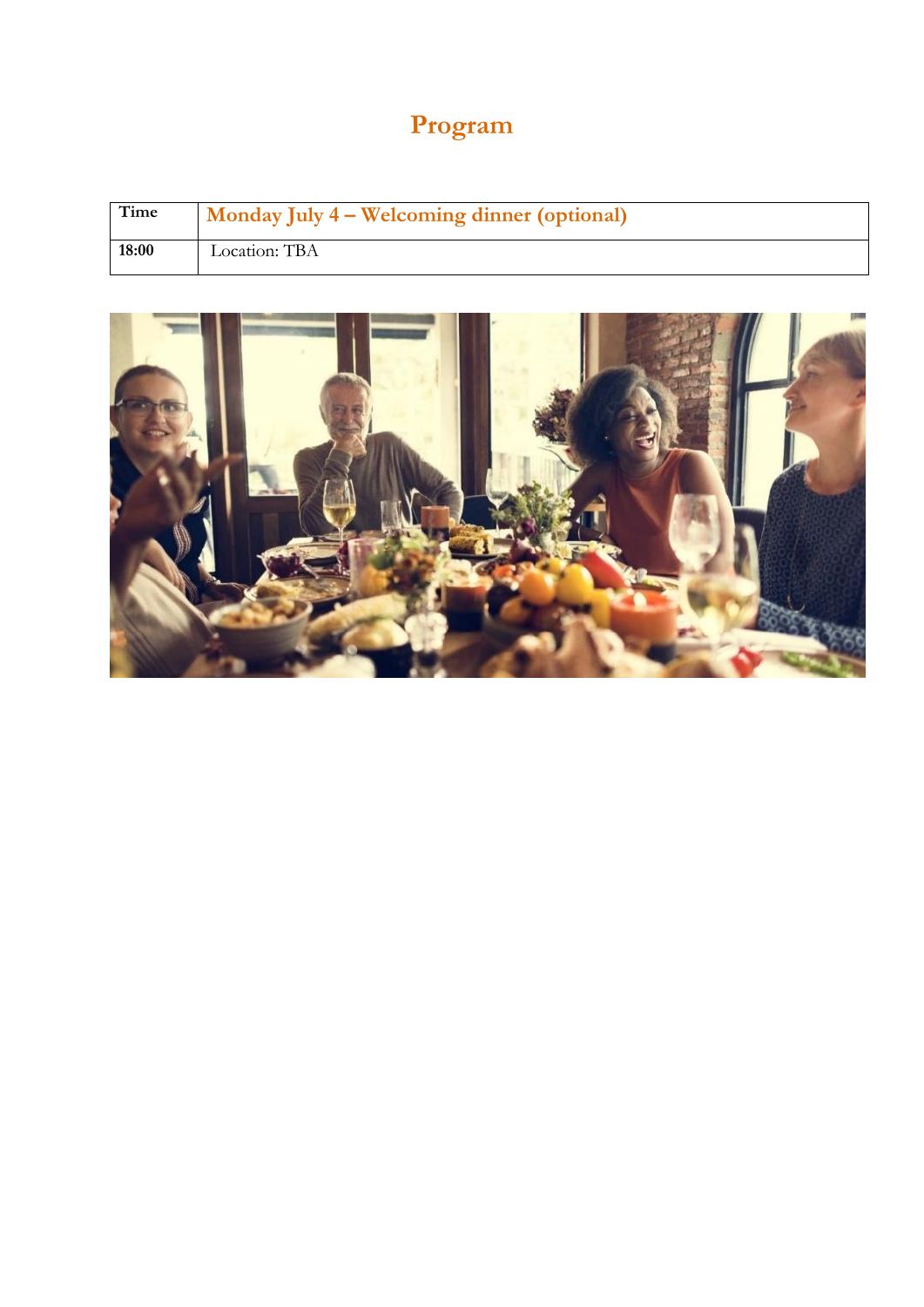# Program

| Time | Monday July 4 – Welcoming dinner (optional) |
| --- | --- |
| **18:00** | Location: TBA |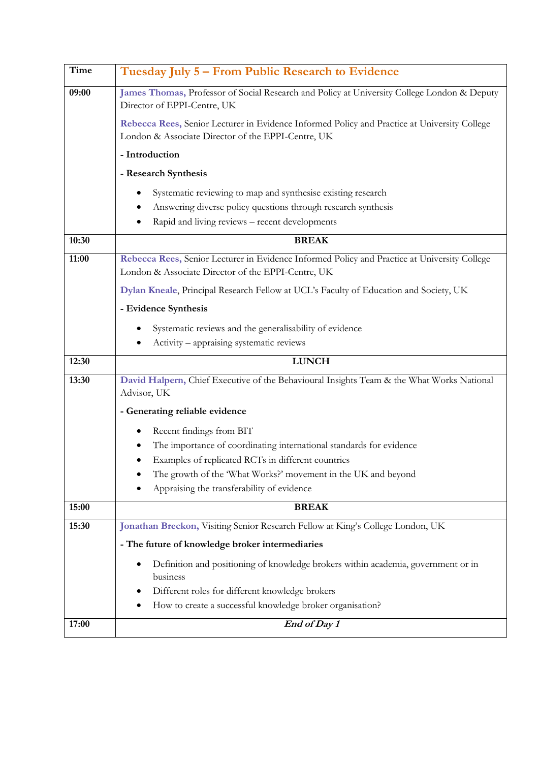| Time | Tuesday July 5 – From Public Research to Evidence |
| --- | --- |
| 09:00 | **James Thomas,** Professor of Social Research and Policy at University College London & Deputy Director of EPPI-Centre, UK<br><br>**Rebecca Rees,** Senior Lecturer in Evidence Informed Policy and Practice at University College London & Associate Director of the EPPI-Centre, UK<br><br>**- Introduction**<br><br>**- Research Synthesis**<br><br>• Systematic reviewing to map and synthesise existing research<br>• Answering diverse policy questions through research synthesis<br>• Rapid and living reviews – recent developments |
| 10:30 | **BREAK** |
| 11:00 | **Rebecca Rees,** Senior Lecturer in Evidence Informed Policy and Practice at University College London & Associate Director of the EPPI-Centre, UK<br><br>**Dylan Kneale**, Principal Research Fellow at UCL's Faculty of Education and Society, UK<br><br>**- Evidence Synthesis**<br><br>• Systematic reviews and the generalisability of evidence<br>• Activity – appraising systematic reviews |
| 12:30 | **LUNCH** |
| 13:30 | **David Halpern,** Chief Executive of the Behavioural Insights Team & the What Works National Advisor, UK<br><br>**- Generating reliable evidence**<br><br>• Recent findings from BIT<br>• The importance of coordinating international standards for evidence<br>• Examples of replicated RCTs in different countries<br>• The growth of the 'What Works?' movement in the UK and beyond<br>• Appraising the transferability of evidence |
| 15:00 | **BREAK** |
| 15:30 | **Jonathan Breckon,** Visiting Senior Research Fellow at King's College London, UK<br><br>**- The future of knowledge broker intermediaries**<br><br>• Definition and positioning of knowledge brokers within academia, government or in business<br>• Different roles for different knowledge brokers<br>• How to create a successful knowledge broker organisation? |
| 17:00 | ***End of Day 1*** |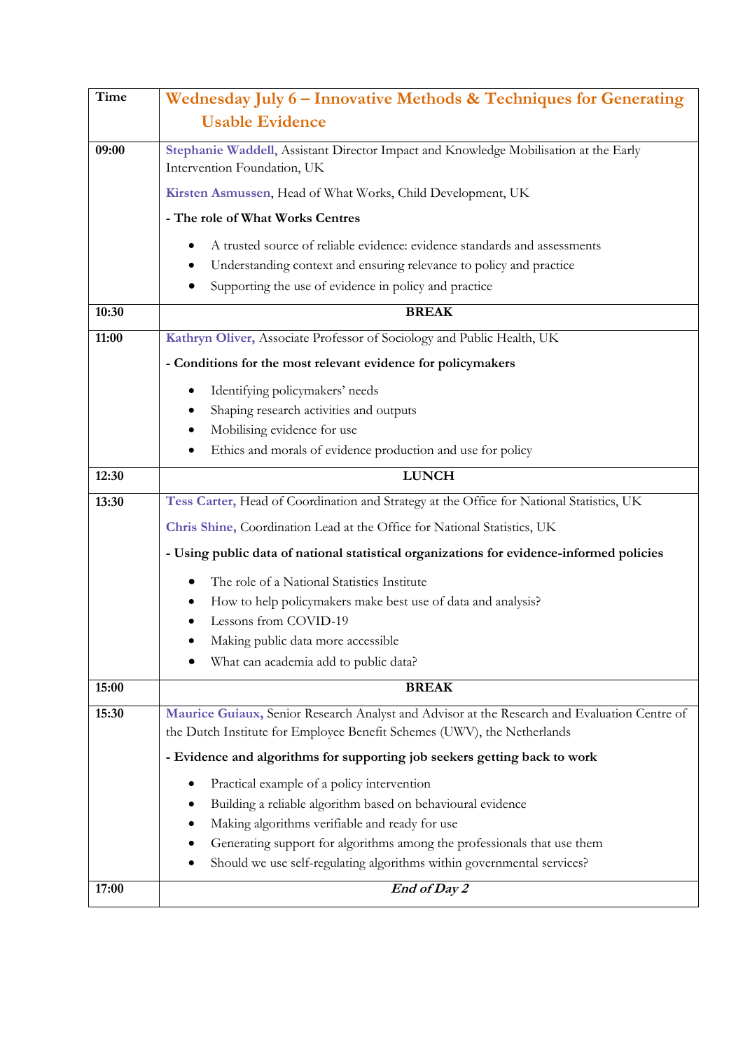| Time | Wednesday July 6 – Innovative Methods & Techniques for Generating Usable Evidence |
|---|---|
| 09:00 | **Stephanie Waddell**, Assistant Director Impact and Knowledge Mobilisation at the Early Intervention Foundation, UK<br><br>**Kirsten Asmussen**, Head of What Works, Child Development, UK<br><br>**- The role of What Works Centres**<br><br>• A trusted source of reliable evidence: evidence standards and assessments<br>• Understanding context and ensuring relevance to policy and practice<br>• Supporting the use of evidence in policy and practice |
| 10:30 | **BREAK** |
| 11:00 | **Kathryn Oliver,** Associate Professor of Sociology and Public Health, UK<br><br>**- Conditions for the most relevant evidence for policymakers**<br><br>• Identifying policymakers' needs<br>• Shaping research activities and outputs<br>• Mobilising evidence for use<br>• Ethics and morals of evidence production and use for policy |
| 12:30 | **LUNCH** |
| 13:30 | **Tess Carter,** Head of Coordination and Strategy at the Office for National Statistics, UK<br><br>**Chris Shine,** Coordination Lead at the Office for National Statistics, UK<br><br>**- Using public data of national statistical organizations for evidence-informed policies**<br><br>• The role of a National Statistics Institute<br>• How to help policymakers make best use of data and analysis?<br>• Lessons from COVID-19<br>• Making public data more accessible<br>• What can academia add to public data? |
| 15:00 | **BREAK** |
| 15:30 | **Maurice Guiaux,** Senior Research Analyst and Advisor at the Research and Evaluation Centre of the Dutch Institute for Employee Benefit Schemes (UWV), the Netherlands<br><br>**- Evidence and algorithms for supporting job seekers getting back to work**<br><br>• Practical example of a policy intervention<br>• Building a reliable algorithm based on behavioural evidence<br>• Making algorithms verifiable and ready for use<br>• Generating support for algorithms among the professionals that use them<br>• Should we use self-regulating algorithms within governmental services? |
| 17:00 | ***End of Day 2*** |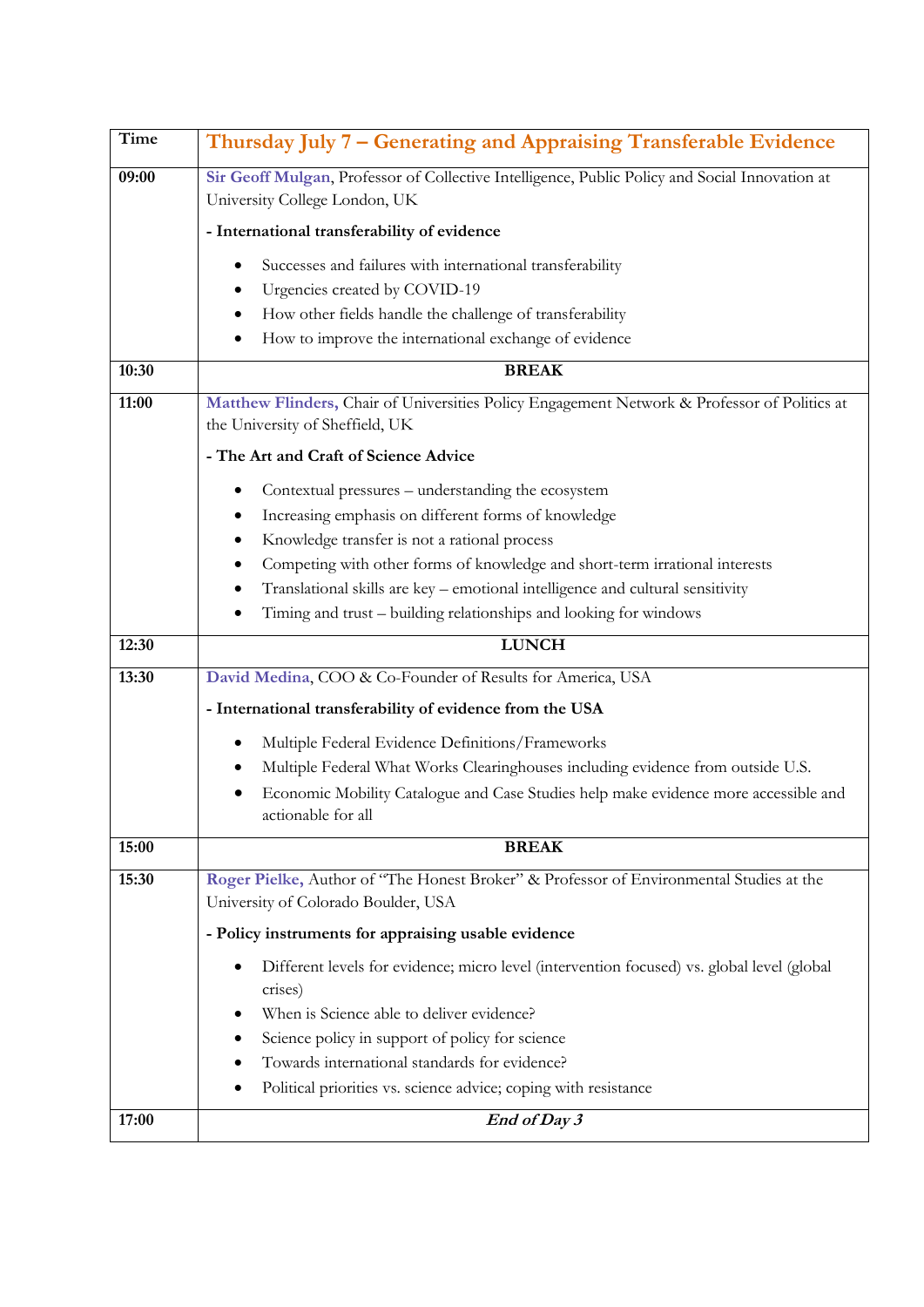| Time | Thursday July 7 – Generating and Appraising Transferable Evidence |
|---|---|
| 09:00 | **Sir Geoff Mulgan**, Professor of Collective Intelligence, Public Policy and Social Innovation at University College London, UK<br><br>**- International transferability of evidence**<br><br>• Successes and failures with international transferability<br>• Urgencies created by COVID-19<br>• How other fields handle the challenge of transferability<br>• How to improve the international exchange of evidence |
| 10:30 | **BREAK** |
| 11:00 | **Matthew Flinders,** Chair of Universities Policy Engagement Network & Professor of Politics at the University of Sheffield, UK<br><br>**- The Art and Craft of Science Advice**<br><br>• Contextual pressures – understanding the ecosystem<br>• Increasing emphasis on different forms of knowledge<br>• Knowledge transfer is not a rational process<br>• Competing with other forms of knowledge and short-term irrational interests<br>• Translational skills are key – emotional intelligence and cultural sensitivity<br>• Timing and trust – building relationships and looking for windows |
| 12:30 | **LUNCH** |
| 13:30 | **David Medina**, COO & Co-Founder of Results for America, USA<br><br>**- International transferability of evidence from the USA**<br><br>• Multiple Federal Evidence Definitions/Frameworks<br>• Multiple Federal What Works Clearinghouses including evidence from outside U.S.<br>• Economic Mobility Catalogue and Case Studies help make evidence more accessible and actionable for all |
| 15:00 | **BREAK** |
| 15:30 | **Roger Pielke,** Author of "The Honest Broker" & Professor of Environmental Studies at the University of Colorado Boulder, USA<br><br>**- Policy instruments for appraising usable evidence**<br><br>• Different levels for evidence; micro level (intervention focused) vs. global level (global crises)<br>• When is Science able to deliver evidence?<br>• Science policy in support of policy for science<br>• Towards international standards for evidence?<br>• Political priorities vs. science advice; coping with resistance |
| 17:00 | ***End of Day 3*** |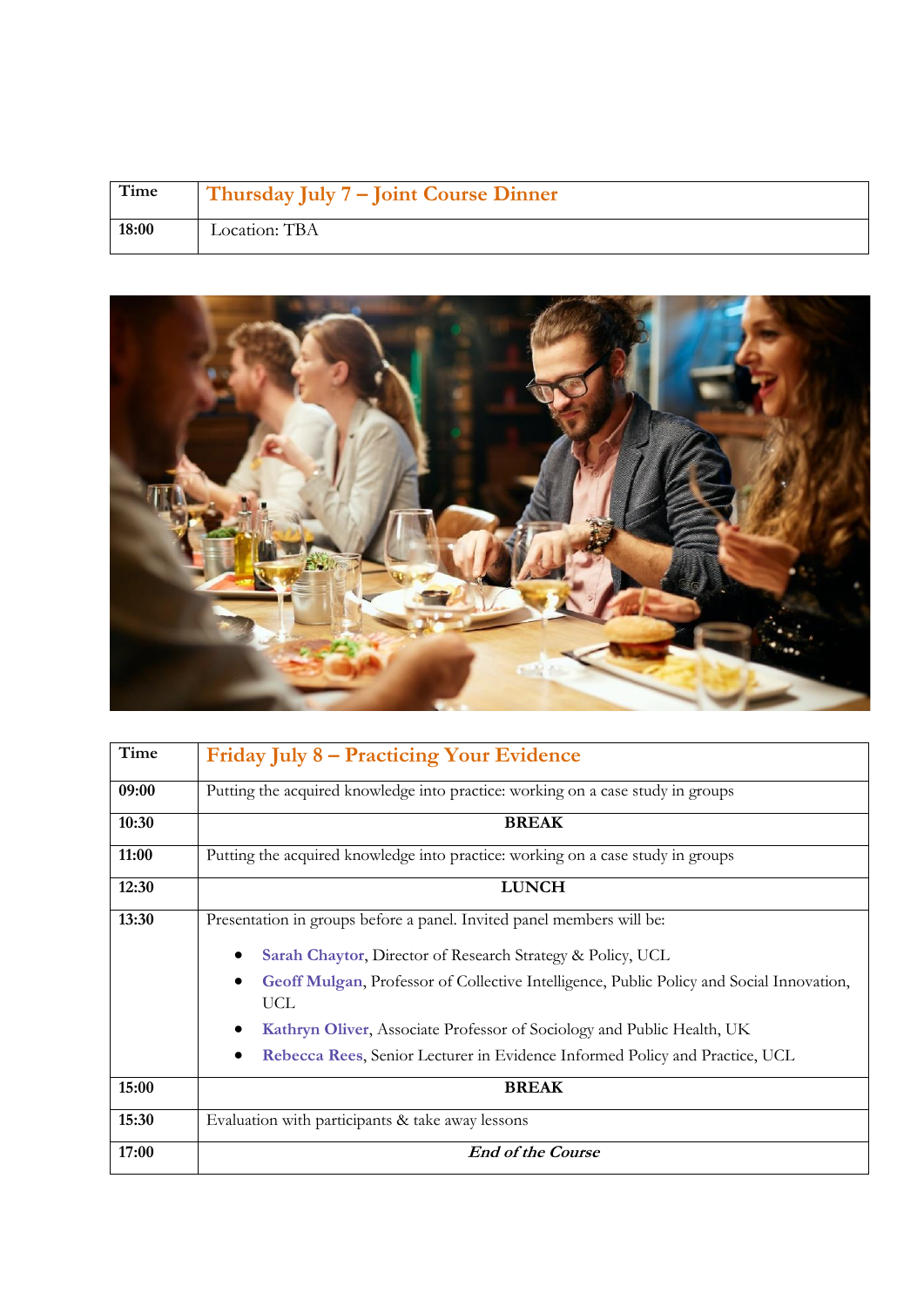| Time | Thursday July 7 – Joint Course Dinner |
|---|---|
| 18:00 | Location: TBA |

| Time | Friday July 8 – Practicing Your Evidence |
|---|---|
| 09:00 | Putting the acquired knowledge into practice: working on a case study in groups |
| 10:30 | **BREAK** |
| 11:00 | Putting the acquired knowledge into practice: working on a case study in groups |
| 12:30 | **LUNCH** |
| 13:30 | Presentation in groups before a panel. Invited panel members will be:<br>• Sarah Chaytor, Director of Research Strategy & Policy, UCL<br>• Geoff Mulgan, Professor of Collective Intelligence, Public Policy and Social Innovation, UCL<br>• Kathryn Oliver, Associate Professor of Sociology and Public Health, UK<br>• Rebecca Rees, Senior Lecturer in Evidence Informed Policy and Practice, UCL |
| 15:00 | **BREAK** |
| 15:30 | Evaluation with participants & take away lessons |
| 17:00 | ***End of the Course*** |